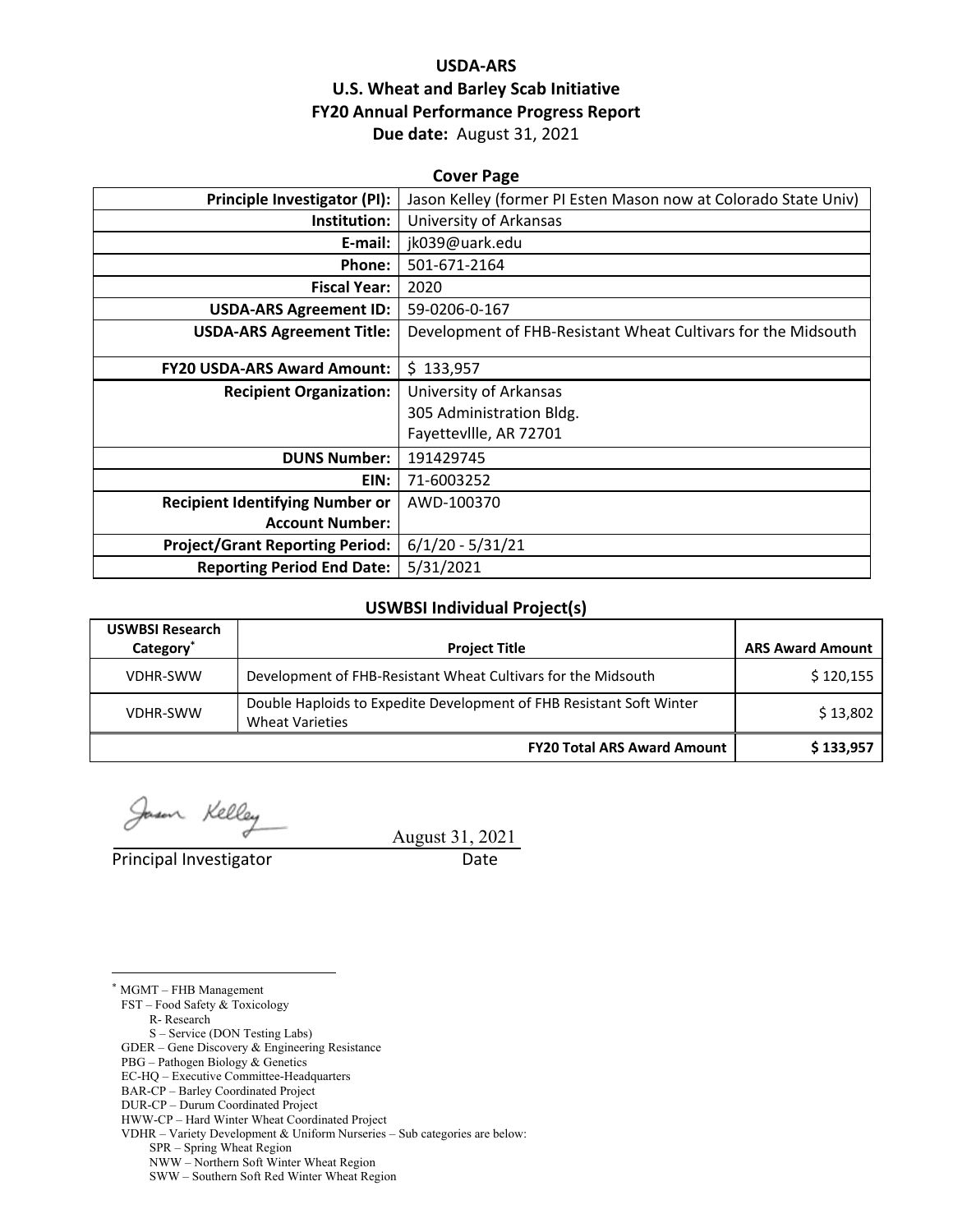# USDA-ARS
# U.S. Wheat and Barley Scab Initiative
# FY20 Annual Performance Progress Report

**Due date:** August 31, 2021

## Cover Page

| | |
|---|---|
| **Principle Investigator (PI):** | Jason Kelley (former PI Esten Mason now at Colorado State Univ) |
| **Institution:** | University of Arkansas |
| **E-mail:** | jk039@uark.edu |
| **Phone:** | 501-671-2164 |
| **Fiscal Year:** | 2020 |
| **USDA-ARS Agreement ID:** | 59-0206-0-167 |
| **USDA-ARS Agreement Title:** | Development of FHB-Resistant Wheat Cultivars for the Midsouth |
| **FY20 USDA-ARS Award Amount:** | $ 133,957 |
| **Recipient Organization:** | University of Arkansas<br>305 Administration Bldg.<br>Fayettevllle, AR 72701 |
| **DUNS Number:** | 191429745 |
| **EIN:** | 71-6003252 |
| **Recipient Identifying Number or Account Number:** | AWD-100370 |
| **Project/Grant Reporting Period:** | 6/1/20 - 5/31/21 |
| **Reporting Period End Date:** | 5/31/2021 |

## USWBSI Individual Project(s)

| USWBSI Research Category* | Project Title | ARS Award Amount |
|---|---|---|
| VDHR-SWW | Development of FHB-Resistant Wheat Cultivars for the Midsouth | $ 120,155 |
| VDHR-SWW | Double Haploids to Expedite Development of FHB Resistant Soft Winter Wheat Varieties | $ 13,802 |
| | **FY20 Total ARS Award Amount** | **$ 133,957** |

Jason Kelley

Principal Investigator

August 31, 2021

Date

---

* MGMT – FHB Management
FST – Food Safety & Toxicology
R- Research
S – Service (DON Testing Labs)
GDER – Gene Discovery & Engineering Resistance
PBG – Pathogen Biology & Genetics
EC-HQ – Executive Committee-Headquarters
BAR-CP – Barley Coordinated Project
DUR-CP – Durum Coordinated Project
HWW-CP – Hard Winter Wheat Coordinated Project
VDHR – Variety Development & Uniform Nurseries – Sub categories are below:
SPR – Spring Wheat Region
NWW – Northern Soft Winter Wheat Region
SWW – Southern Soft Red Winter Wheat Region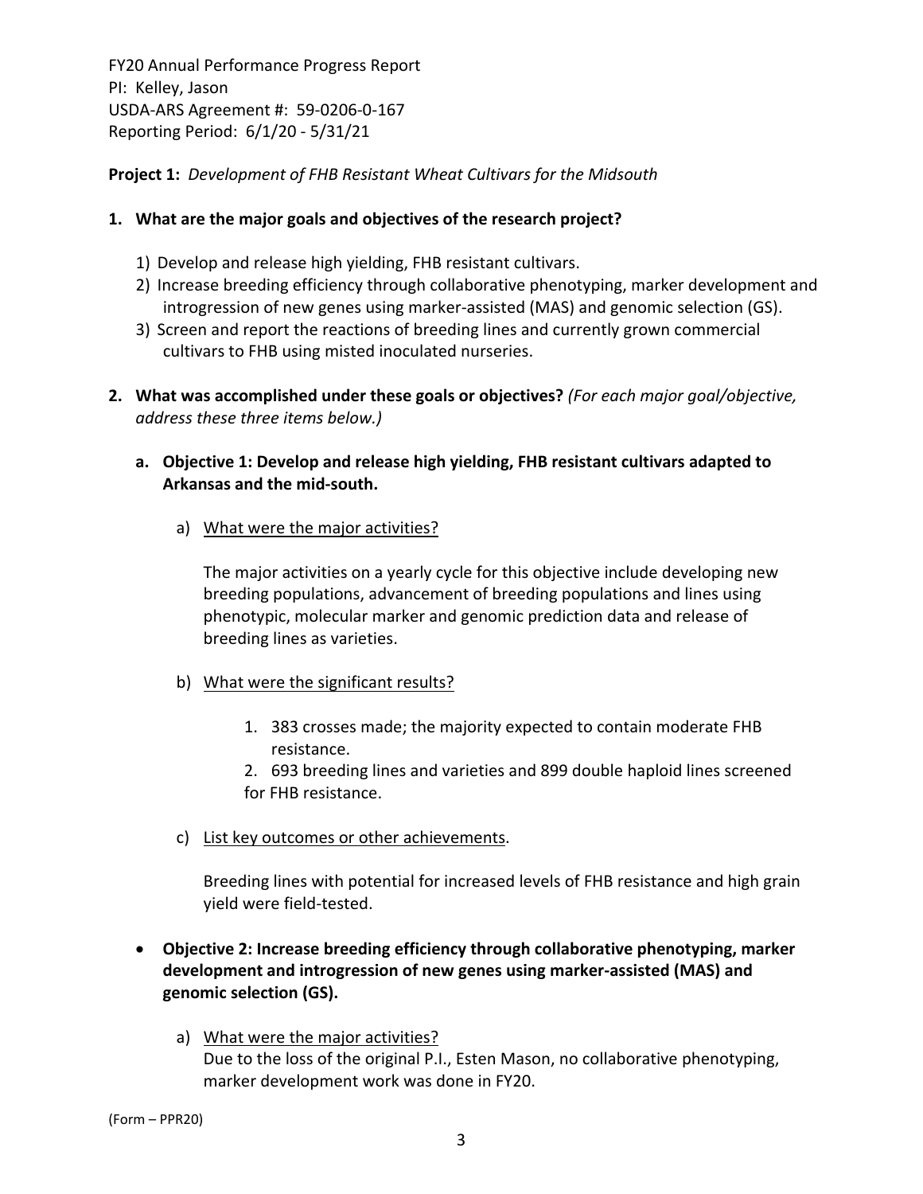FY20 Annual Performance Progress Report
PI: Kelley, Jason
USDA-ARS Agreement #: 59-0206-0-167
Reporting Period: 6/1/20 - 5/31/21

**Project 1:** *Development of FHB Resistant Wheat Cultivars for the Midsouth*

**1. What are the major goals and objectives of the research project?**

1) Develop and release high yielding, FHB resistant cultivars.
2) Increase breeding efficiency through collaborative phenotyping, marker development and introgression of new genes using marker-assisted (MAS) and genomic selection (GS).
3) Screen and report the reactions of breeding lines and currently grown commercial cultivars to FHB using misted inoculated nurseries.

**2. What was accomplished under these goals or objectives?** *(For each major goal/objective, address these three items below.)*

**a. Objective 1: Develop and release high yielding, FHB resistant cultivars adapted to Arkansas and the mid-south.**

a) What were the major activities?

The major activities on a yearly cycle for this objective include developing new breeding populations, advancement of breeding populations and lines using phenotypic, molecular marker and genomic prediction data and release of breeding lines as varieties.

b) What were the significant results?

1. 383 crosses made; the majority expected to contain moderate FHB resistance.
2. 693 breeding lines and varieties and 899 double haploid lines screened for FHB resistance.

c) List key outcomes or other achievements.

Breeding lines with potential for increased levels of FHB resistance and high grain yield were field-tested.

- **Objective 2: Increase breeding efficiency through collaborative phenotyping, marker development and introgression of new genes using marker-assisted (MAS) and genomic selection (GS).**

a) What were the major activities?
Due to the loss of the original P.I., Esten Mason, no collaborative phenotyping, marker development work was done in FY20.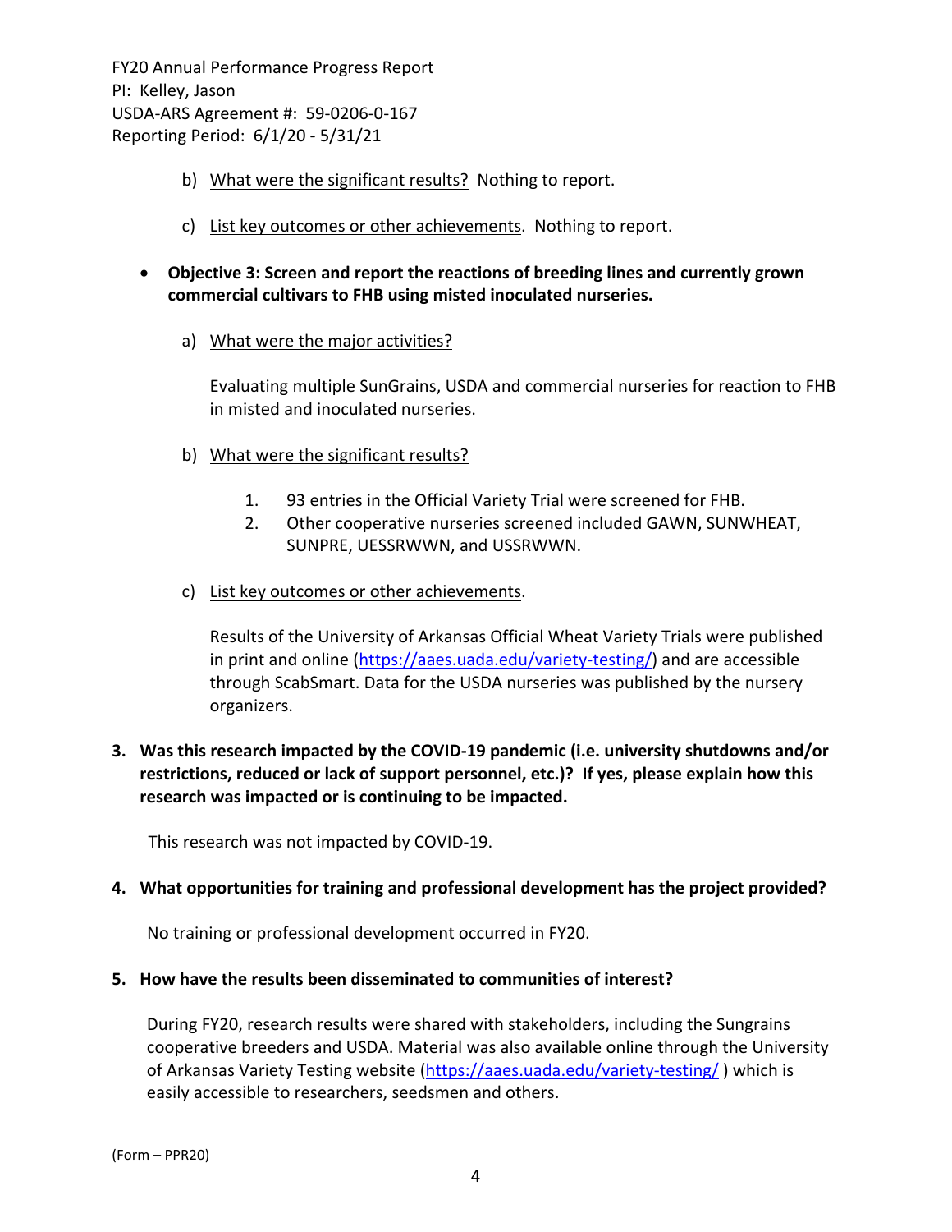b) What were the significant results? Nothing to report.

c) List key outcomes or other achievements. Nothing to report.

- **Objective 3: Screen and report the reactions of breeding lines and currently grown commercial cultivars to FHB using misted inoculated nurseries.**

  a) What were the major activities?

  Evaluating multiple SunGrains, USDA and commercial nurseries for reaction to FHB in misted and inoculated nurseries.

  b) What were the significant results?

  1. 93 entries in the Official Variety Trial were screened for FHB.
  2. Other cooperative nurseries screened included GAWN, SUNWHEAT, SUNPRE, UESSRWWN, and USSRWWN.

  c) List key outcomes or other achievements.

  Results of the University of Arkansas Official Wheat Variety Trials were published in print and online (https://aaes.uada.edu/variety-testing/) and are accessible through ScabSmart. Data for the USDA nurseries was published by the nursery organizers.

**3. Was this research impacted by the COVID-19 pandemic (i.e. university shutdowns and/or restrictions, reduced or lack of support personnel, etc.)? If yes, please explain how this research was impacted or is continuing to be impacted.**

This research was not impacted by COVID-19.

**4. What opportunities for training and professional development has the project provided?**

No training or professional development occurred in FY20.

**5. How have the results been disseminated to communities of interest?**

During FY20, research results were shared with stakeholders, including the Sungrains cooperative breeders and USDA. Material was also available online through the University of Arkansas Variety Testing website (https://aaes.uada.edu/variety-testing/ ) which is easily accessible to researchers, seedsmen and others.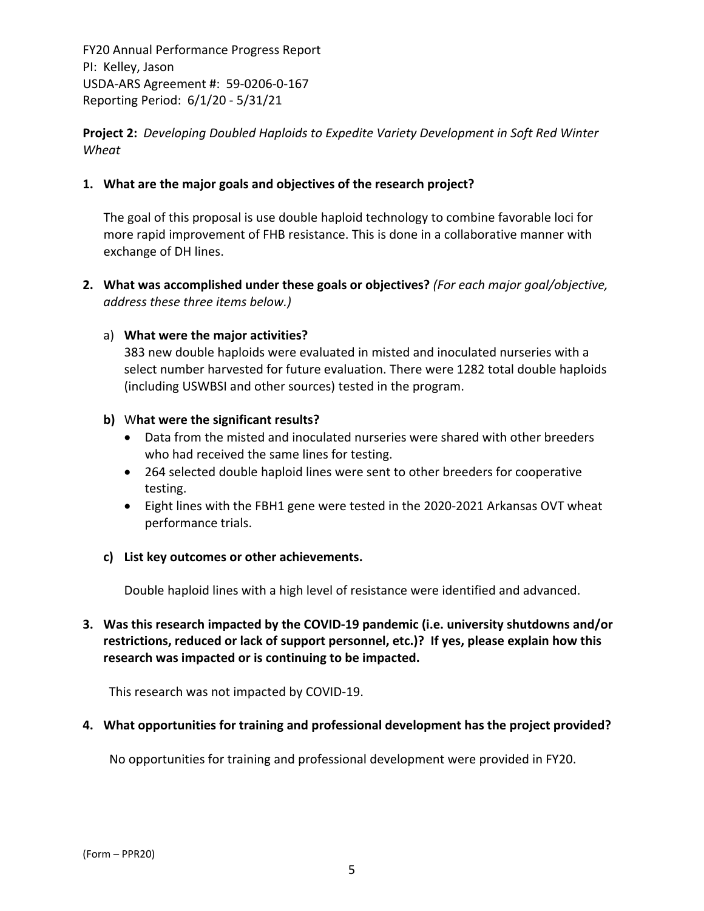**Project 2:** *Developing Doubled Haploids to Expedite Variety Development in Soft Red Winter Wheat*

**1. What are the major goals and objectives of the research project?**

The goal of this proposal is use double haploid technology to combine favorable loci for more rapid improvement of FHB resistance. This is done in a collaborative manner with exchange of DH lines.

**2. What was accomplished under these goals or objectives?** *(For each major goal/objective, address these three items below.)*

a) **What were the major activities?**

383 new double haploids were evaluated in misted and inoculated nurseries with a select number harvested for future evaluation. There were 1282 total double haploids (including USWBSI and other sources) tested in the program.

**b)** W**hat were the significant results?**

- Data from the misted and inoculated nurseries were shared with other breeders who had received the same lines for testing.
- 264 selected double haploid lines were sent to other breeders for cooperative testing.
- Eight lines with the FBH1 gene were tested in the 2020-2021 Arkansas OVT wheat performance trials.

**c) List key outcomes or other achievements.**

Double haploid lines with a high level of resistance were identified and advanced.

**3. Was this research impacted by the COVID-19 pandemic (i.e. university shutdowns and/or restrictions, reduced or lack of support personnel, etc.)? If yes, please explain how this research was impacted or is continuing to be impacted.**

This research was not impacted by COVID-19.

**4. What opportunities for training and professional development has the project provided?**

No opportunities for training and professional development were provided in FY20.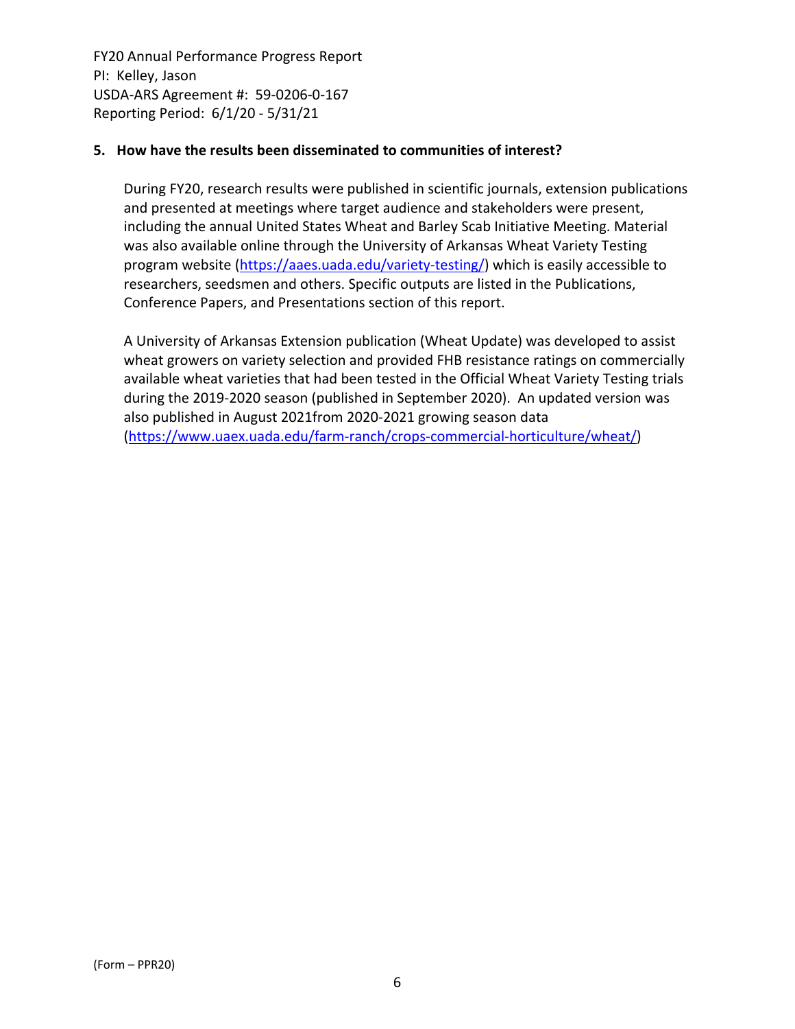## 5. How have the results been disseminated to communities of interest?

During FY20, research results were published in scientific journals, extension publications and presented at meetings where target audience and stakeholders were present, including the annual United States Wheat and Barley Scab Initiative Meeting. Material was also available online through the University of Arkansas Wheat Variety Testing program website (https://aaes.uada.edu/variety-testing/) which is easily accessible to researchers, seedsmen and others. Specific outputs are listed in the Publications, Conference Papers, and Presentations section of this report.

A University of Arkansas Extension publication (Wheat Update) was developed to assist wheat growers on variety selection and provided FHB resistance ratings on commercially available wheat varieties that had been tested in the Official Wheat Variety Testing trials during the 2019-2020 season (published in September 2020). An updated version was also published in August 2021from 2020-2021 growing season data (https://www.uaex.uada.edu/farm-ranch/crops-commercial-horticulture/wheat/)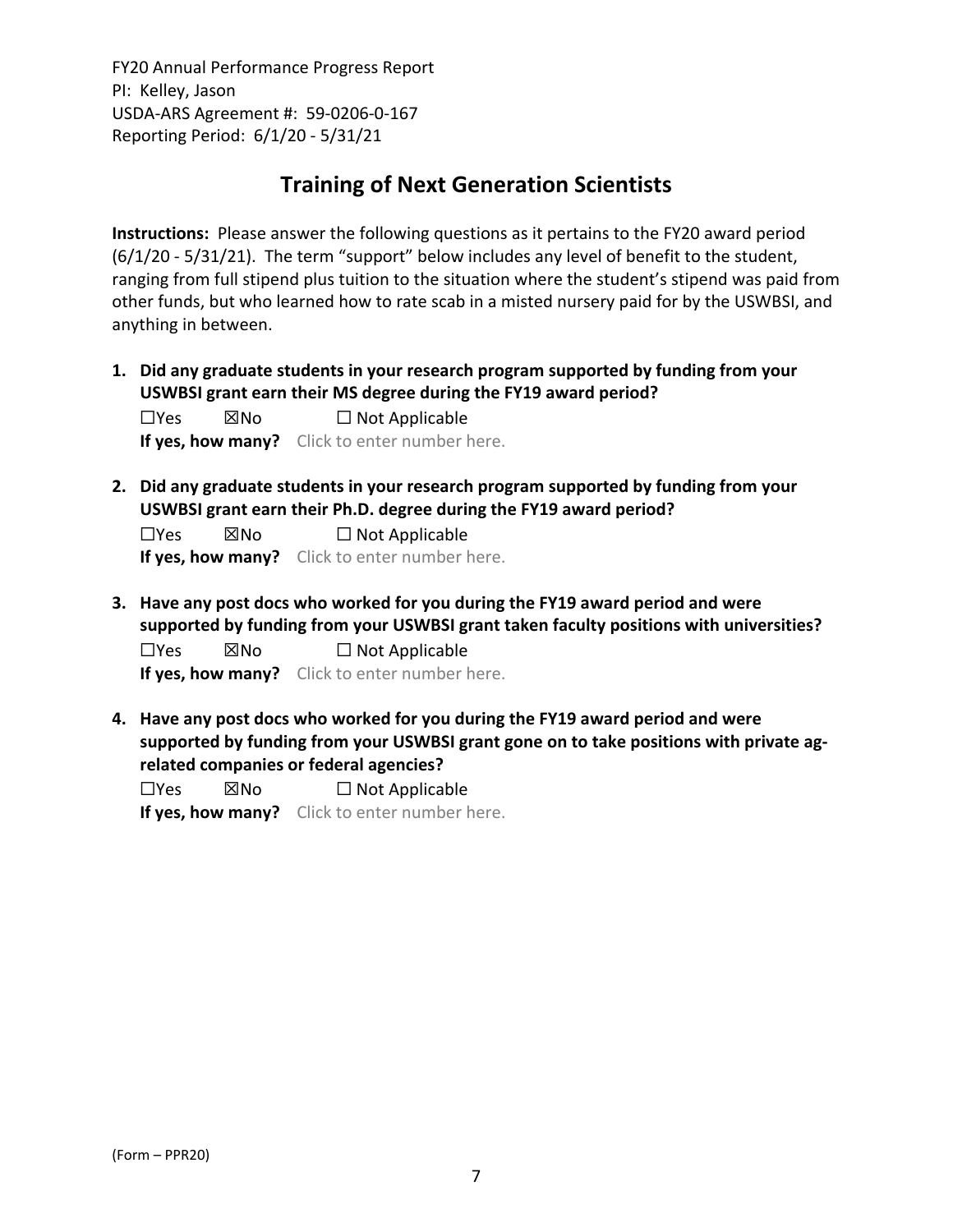FY20 Annual Performance Progress Report
PI: Kelley, Jason
USDA-ARS Agreement #: 59-0206-0-167
Reporting Period: 6/1/20 - 5/31/21

# Training of Next Generation Scientists

**Instructions:** Please answer the following questions as it pertains to the FY20 award period (6/1/20 - 5/31/21). The term "support" below includes any level of benefit to the student, ranging from full stipend plus tuition to the situation where the student's stipend was paid from other funds, but who learned how to rate scab in a misted nursery paid for by the USWBSI, and anything in between.

1. **Did any graduate students in your research program supported by funding from your USWBSI grant earn their MS degree during the FY19 award period?**

   ☐Yes ☒No ☐ Not Applicable

   **If yes, how many?** Click to enter number here.

2. **Did any graduate students in your research program supported by funding from your USWBSI grant earn their Ph.D. degree during the FY19 award period?**

   ☐Yes ☒No ☐ Not Applicable

   **If yes, how many?** Click to enter number here.

3. **Have any post docs who worked for you during the FY19 award period and were supported by funding from your USWBSI grant taken faculty positions with universities?**

   ☐Yes ☒No ☐ Not Applicable

   **If yes, how many?** Click to enter number here.

4. **Have any post docs who worked for you during the FY19 award period and were supported by funding from your USWBSI grant gone on to take positions with private ag-related companies or federal agencies?**

   ☐Yes ☒No ☐ Not Applicable

   **If yes, how many?** Click to enter number here.

(Form – PPR20)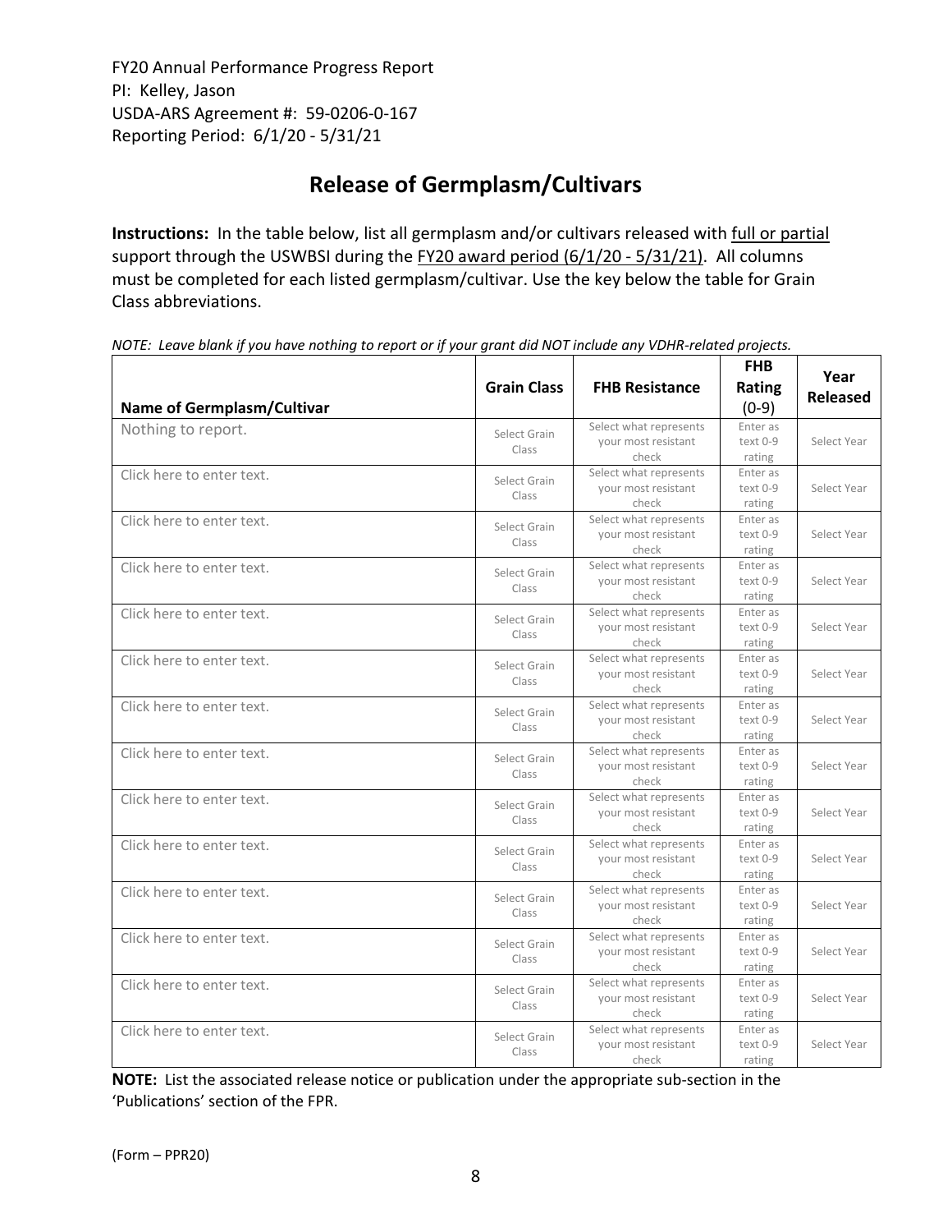FY20 Annual Performance Progress Report
PI: Kelley, Jason
USDA-ARS Agreement #: 59-0206-0-167
Reporting Period: 6/1/20 - 5/31/21

# Release of Germplasm/Cultivars

**Instructions:** In the table below, list all germplasm and/or cultivars released with full or partial support through the USWBSI during the FY20 award period (6/1/20 - 5/31/21). All columns must be completed for each listed germplasm/cultivar. Use the key below the table for Grain Class abbreviations.

*NOTE: Leave blank if you have nothing to report or if your grant did NOT include any VDHR-related projects.*

| Name of Germplasm/Cultivar | Grain Class | FHB Resistance | FHB Rating (0-9) | Year Released |
|---|---|---|---|---|
| Nothing to report. | Select Grain Class | Select what represents your most resistant check | Enter as text 0-9 rating | Select Year |
| Click here to enter text. | Select Grain Class | Select what represents your most resistant check | Enter as text 0-9 rating | Select Year |
| Click here to enter text. | Select Grain Class | Select what represents your most resistant check | Enter as text 0-9 rating | Select Year |
| Click here to enter text. | Select Grain Class | Select what represents your most resistant check | Enter as text 0-9 rating | Select Year |
| Click here to enter text. | Select Grain Class | Select what represents your most resistant check | Enter as text 0-9 rating | Select Year |
| Click here to enter text. | Select Grain Class | Select what represents your most resistant check | Enter as text 0-9 rating | Select Year |
| Click here to enter text. | Select Grain Class | Select what represents your most resistant check | Enter as text 0-9 rating | Select Year |
| Click here to enter text. | Select Grain Class | Select what represents your most resistant check | Enter as text 0-9 rating | Select Year |
| Click here to enter text. | Select Grain Class | Select what represents your most resistant check | Enter as text 0-9 rating | Select Year |
| Click here to enter text. | Select Grain Class | Select what represents your most resistant check | Enter as text 0-9 rating | Select Year |
| Click here to enter text. | Select Grain Class | Select what represents your most resistant check | Enter as text 0-9 rating | Select Year |
| Click here to enter text. | Select Grain Class | Select what represents your most resistant check | Enter as text 0-9 rating | Select Year |
| Click here to enter text. | Select Grain Class | Select what represents your most resistant check | Enter as text 0-9 rating | Select Year |
| Click here to enter text. | Select Grain Class | Select what represents your most resistant check | Enter as text 0-9 rating | Select Year |

**NOTE:** List the associated release notice or publication under the appropriate sub-section in the 'Publications' section of the FPR.

(Form – PPR20)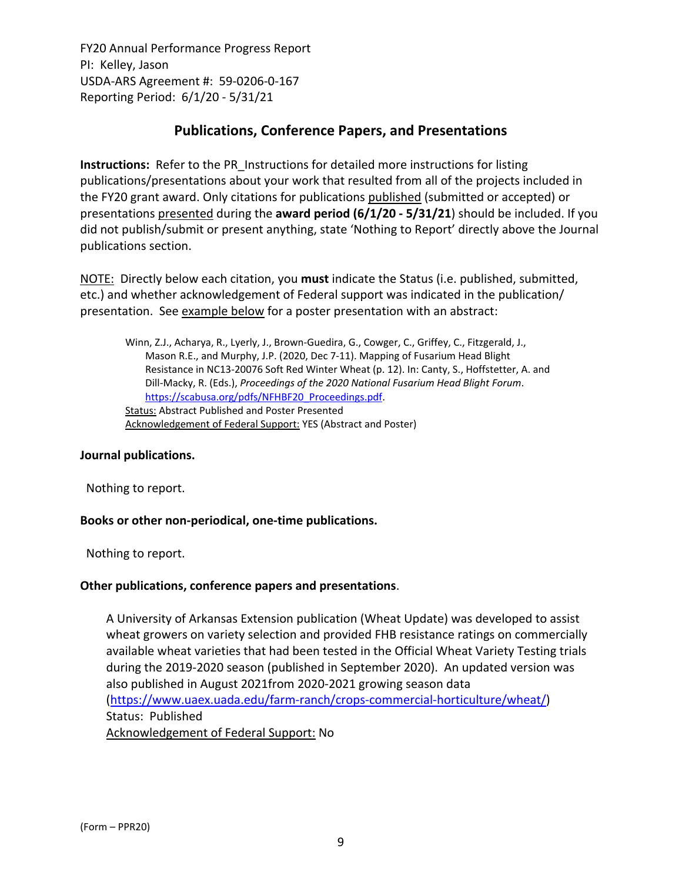FY20 Annual Performance Progress Report
PI: Kelley, Jason
USDA-ARS Agreement #: 59-0206-0-167
Reporting Period: 6/1/20 - 5/31/21

## Publications, Conference Papers, and Presentations

**Instructions:** Refer to the PR_Instructions for detailed more instructions for listing publications/presentations about your work that resulted from all of the projects included in the FY20 grant award. Only citations for publications published (submitted or accepted) or presentations presented during the **award period (6/1/20 - 5/31/21)** should be included. If you did not publish/submit or present anything, state 'Nothing to Report' directly above the Journal publications section.

NOTE: Directly below each citation, you **must** indicate the Status (i.e. published, submitted, etc.) and whether acknowledgement of Federal support was indicated in the publication/ presentation. See example below for a poster presentation with an abstract:

> Winn, Z.J., Acharya, R., Lyerly, J., Brown-Guedira, G., Cowger, C., Griffey, C., Fitzgerald, J., Mason R.E., and Murphy, J.P. (2020, Dec 7-11). Mapping of Fusarium Head Blight Resistance in NC13-20076 Soft Red Winter Wheat (p. 12). In: Canty, S., Hoffstetter, A. and Dill-Macky, R. (Eds.), *Proceedings of the 2020 National Fusarium Head Blight Forum*. https://scabusa.org/pdfs/NFHBF20_Proceedings.pdf.
> Status: Abstract Published and Poster Presented
> Acknowledgement of Federal Support: YES (Abstract and Poster)

**Journal publications.**

Nothing to report.

**Books or other non-periodical, one-time publications.**

Nothing to report.

**Other publications, conference papers and presentations**.

A University of Arkansas Extension publication (Wheat Update) was developed to assist wheat growers on variety selection and provided FHB resistance ratings on commercially available wheat varieties that had been tested in the Official Wheat Variety Testing trials during the 2019-2020 season (published in September 2020). An updated version was also published in August 2021from 2020-2021 growing season data (https://www.uaex.uada.edu/farm-ranch/crops-commercial-horticulture/wheat/)
Status: Published
Acknowledgement of Federal Support: No

(Form – PPR20)